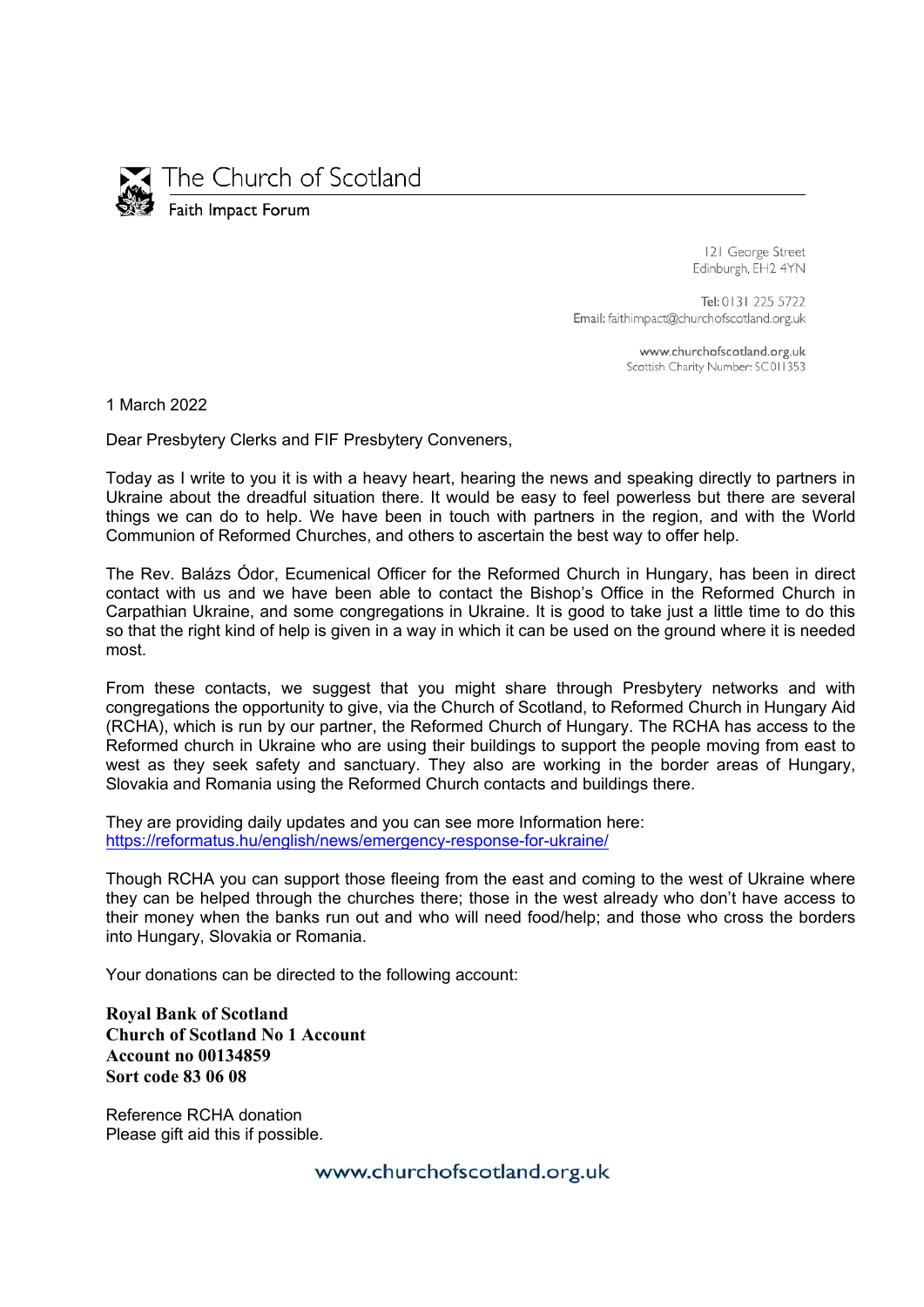# The Church of Scotland

Faith Impact Forum

121 George Street
Edinburgh, EH2 4YN

Tel: 0131 225 5722
Email: faithimpact@churchofscotland.org.uk

www.churchofscotland.org.uk
Scottish Charity Number: SC011353

1 March 2022

Dear Presbytery Clerks and FIF Presbytery Conveners,

Today as I write to you it is with a heavy heart, hearing the news and speaking directly to partners in Ukraine about the dreadful situation there. It would be easy to feel powerless but there are several things we can do to help. We have been in touch with partners in the region, and with the World Communion of Reformed Churches, and others to ascertain the best way to offer help.

The Rev. Balázs Ódor, Ecumenical Officer for the Reformed Church in Hungary, has been in direct contact with us and we have been able to contact the Bishop's Office in the Reformed Church in Carpathian Ukraine, and some congregations in Ukraine. It is good to take just a little time to do this so that the right kind of help is given in a way in which it can be used on the ground where it is needed most.

From these contacts, we suggest that you might share through Presbytery networks and with congregations the opportunity to give, via the Church of Scotland, to Reformed Church in Hungary Aid (RCHA), which is run by our partner, the Reformed Church of Hungary. The RCHA has access to the Reformed church in Ukraine who are using their buildings to support the people moving from east to west as they seek safety and sanctuary. They also are working in the border areas of Hungary, Slovakia and Romania using the Reformed Church contacts and buildings there.

They are providing daily updates and you can see more Information here:
https://reformatus.hu/english/news/emergency-response-for-ukraine/

Though RCHA you can support those fleeing from the east and coming to the west of Ukraine where they can be helped through the churches there; those in the west already who don't have access to their money when the banks run out and who will need food/help; and those who cross the borders into Hungary, Slovakia or Romania.

Your donations can be directed to the following account:

**Royal Bank of Scotland**
**Church of Scotland No 1 Account**
**Account no 00134859**
**Sort code 83 06 08**

Reference RCHA donation
Please gift aid this if possible.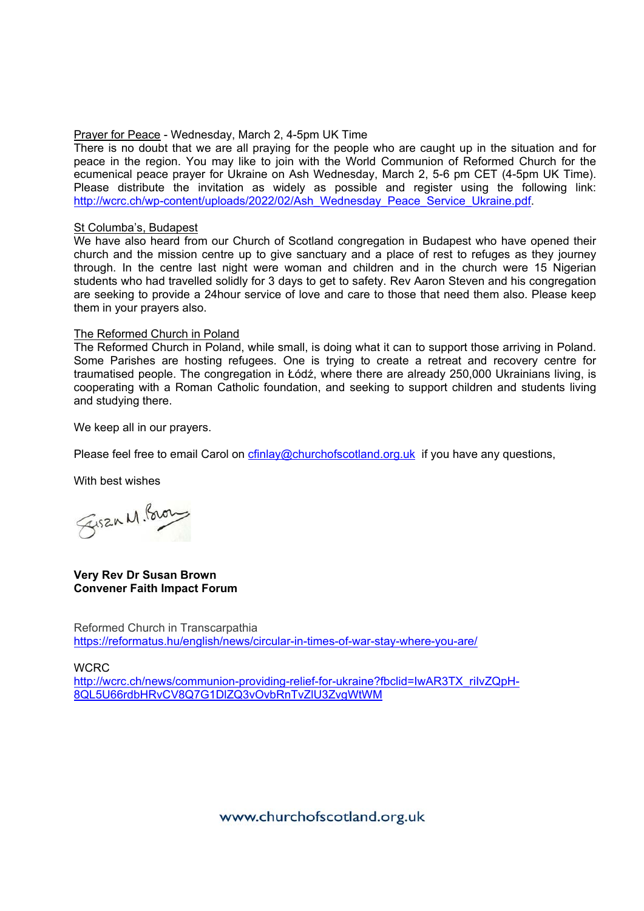Prayer for Peace - Wednesday, March 2, 4-5pm UK Time

There is no doubt that we are all praying for the people who are caught up in the situation and for peace in the region. You may like to join with the World Communion of Reformed Church for the ecumenical peace prayer for Ukraine on Ash Wednesday, March 2, 5-6 pm CET (4-5pm UK Time). Please distribute the invitation as widely as possible and register using the following link: http://wcrc.ch/wp-content/uploads/2022/02/Ash_Wednesday_Peace_Service_Ukraine.pdf.

St Columba's, Budapest

We have also heard from our Church of Scotland congregation in Budapest who have opened their church and the mission centre up to give sanctuary and a place of rest to refuges as they journey through. In the centre last night were woman and children and in the church were 15 Nigerian students who had travelled solidly for 3 days to get to safety. Rev Aaron Steven and his congregation are seeking to provide a 24hour service of love and care to those that need them also. Please keep them in your prayers also.

The Reformed Church in Poland

The Reformed Church in Poland, while small, is doing what it can to support those arriving in Poland. Some Parishes are hosting refugees. One is trying to create a retreat and recovery centre for traumatised people. The congregation in Łódź, where there are already 250,000 Ukrainians living, is cooperating with a Roman Catholic foundation, and seeking to support children and students living and studying there.

We keep all in our prayers.

Please feel free to email Carol on cfinlay@churchofscotland.org.uk if you have any questions,

With best wishes

Susan M. Brown

**Very Rev Dr Susan Brown**
**Convener Faith Impact Forum**

Reformed Church in Transcarpathia
https://reformatus.hu/english/news/circular-in-times-of-war-stay-where-you-are/

WCRC
http://wcrc.ch/news/communion-providing-relief-for-ukraine?fbclid=IwAR3TX_rilvZQpH-8QL5U66rdbHRvCV8Q7G1DlZQ3vOvbRnTvZlU3ZvgWtWM